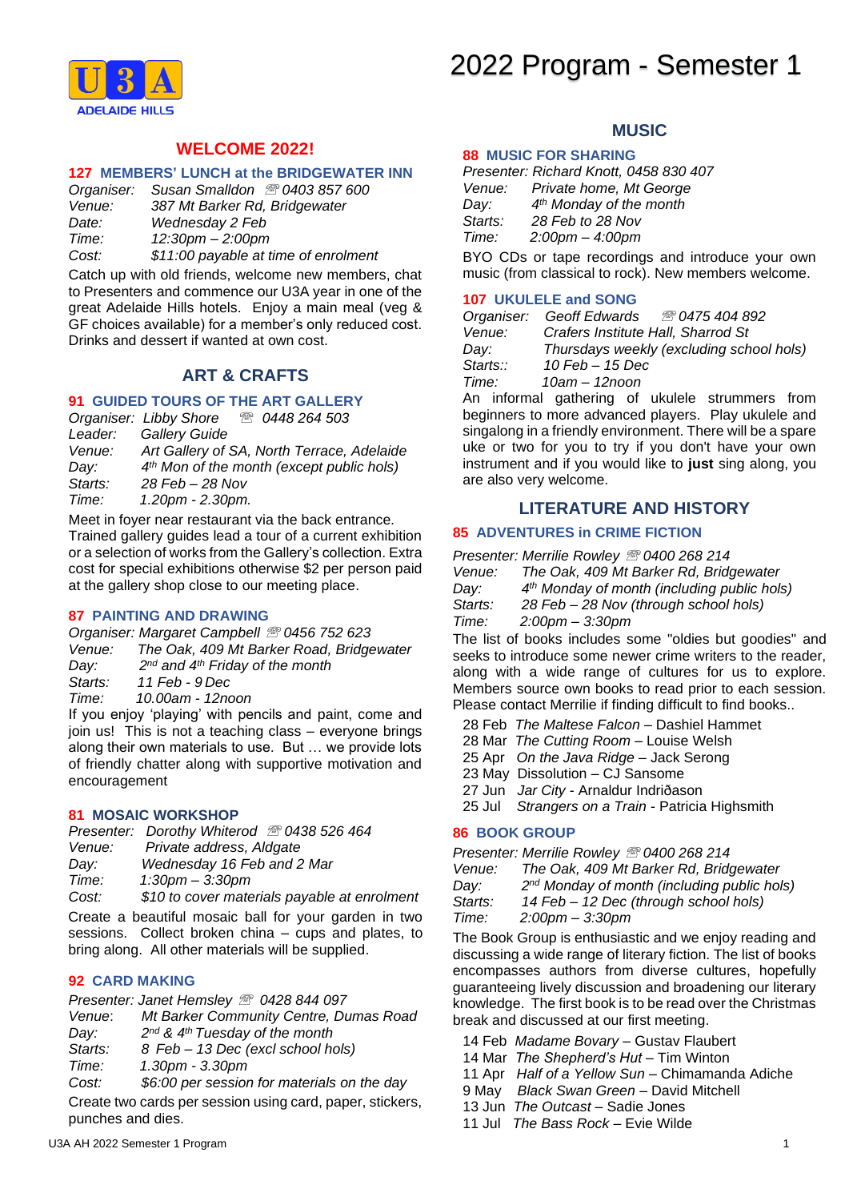U3A ADELAIDE HILLS

# 2022 Program - Semester 1

## WELCOME 2022!

### 127 MEMBERS' LUNCH at the BRIDGEWATER INN

*Organiser:* *Susan Smalldon* ☏ *0403 857 600*
*Venue:* *387 Mt Barker Rd, Bridgewater*
*Date:* *Wednesday 2 Feb*
*Time:* *12:30pm – 2:00pm*
*Cost:* *$11:00 payable at time of enrolment*

Catch up with old friends, welcome new members, chat to Presenters and commence our U3A year in one of the great Adelaide Hills hotels. Enjoy a main meal (veg & GF choices available) for a member's only reduced cost. Drinks and dessert if wanted at own cost.

## ART & CRAFTS

### 91 GUIDED TOURS OF THE ART GALLERY

*Organiser:* *Libby Shore* ☏ *0448 264 503*
*Leader:* *Gallery Guide*
*Venue:* *Art Gallery of SA, North Terrace, Adelaide*
*Day:* *4th Mon of the month (except public hols)*
*Starts:* *28 Feb – 28 Nov*
*Time:* *1.20pm - 2.30pm.*

Meet in foyer near restaurant via the back entrance. Trained gallery guides lead a tour of a current exhibition or a selection of works from the Gallery's collection. Extra cost for special exhibitions otherwise $2 per person paid at the gallery shop close to our meeting place.

### 87 PAINTING AND DRAWING

*Organiser: Margaret Campbell* ☏ *0456 752 623*
*Venue:* *The Oak, 409 Mt Barker Road, Bridgewater*
*Day:* *2nd and 4th Friday of the month*
*Starts:* *11 Feb - 9 Dec*
*Time:* *10.00am - 12noon*

If you enjoy 'playing' with pencils and paint, come and join us! This is not a teaching class – everyone brings along their own materials to use. But … we provide lots of friendly chatter along with supportive motivation and encouragement

### 81 MOSAIC WORKSHOP

*Presenter:* *Dorothy Whiterod* ☏ *0438 526 464*
*Venue:* *Private address, Aldgate*
*Day:* *Wednesday 16 Feb and 2 Mar*
*Time:* *1:30pm – 3:30pm*
*Cost:* *$10 to cover materials payable at enrolment*

Create a beautiful mosaic ball for your garden in two sessions. Collect broken china – cups and plates, to bring along. All other materials will be supplied.

### 92 CARD MAKING

*Presenter: Janet Hemsley* ☏ *0428 844 097*
*Venue:* *Mt Barker Community Centre, Dumas Road*
*Day:* *2nd & 4th Tuesday of the month*
*Starts:* *8 Feb – 13 Dec (excl school hols)*
*Time:* *1.30pm - 3.30pm*
*Cost:* *$6:00 per session for materials on the day*

Create two cards per session using card, paper, stickers, punches and dies.

## MUSIC

### 88 MUSIC FOR SHARING

*Presenter: Richard Knott, 0458 830 407*
*Venue:* *Private home, Mt George*
*Day:* *4th Monday of the month*
*Starts:* *28 Feb to 28 Nov*
*Time:* *2:00pm – 4:00pm*

BYO CDs or tape recordings and introduce your own music (from classical to rock). New members welcome.

### 107 UKULELE and SONG

*Organiser:* *Geoff Edwards* ☏ *0475 404 892*
*Venue:* *Crafers Institute Hall, Sharrod St*
*Day:* *Thursdays weekly (excluding school hols)*
*Starts::* *10 Feb – 15 Dec*
*Time:* *10am – 12noon*

An informal gathering of ukulele strummers from beginners to more advanced players. Play ukulele and singalong in a friendly environment. There will be a spare uke or two for you to try if you don't have your own instrument and if you would like to **just** sing along, you are also very welcome.

## LITERATURE AND HISTORY

### 85 ADVENTURES in CRIME FICTION

*Presenter: Merrilie Rowley* ☏ *0400 268 214*
*Venue:* *The Oak, 409 Mt Barker Rd, Bridgewater*
*Day:* *4th Monday of month (including public hols)*
*Starts:* *28 Feb – 28 Nov (through school hols)*
*Time:* *2:00pm – 3:30pm*

The list of books includes some "oldies but goodies" and seeks to introduce some newer crime writers to the reader, along with a wide range of cultures for us to explore. Members source own books to read prior to each session. Please contact Merrilie if finding difficult to find books..

- 28 Feb *The Maltese Falcon* – Dashiel Hammet
- 28 Mar *The Cutting Room* – Louise Welsh
- 25 Apr *On the Java Ridge* – Jack Serong
- 23 May Dissolution – CJ Sansome
- 27 Jun *Jar City* - Arnaldur Indriðason
- 25 Jul *Strangers on a Train* - Patricia Highsmith

### 86 BOOK GROUP

*Presenter: Merrilie Rowley* ☏ *0400 268 214*
*Venue:* *The Oak, 409 Mt Barker Rd, Bridgewater*
*Day:* *2nd Monday of month (including public hols)*
*Starts:* *14 Feb – 12 Dec (through school hols)*
*Time:* *2:00pm – 3:30pm*

The Book Group is enthusiastic and we enjoy reading and discussing a wide range of literary fiction. The list of books encompasses authors from diverse cultures, hopefully guaranteeing lively discussion and broadening our literary knowledge. The first book is to be read over the Christmas break and discussed at our first meeting.

- 14 Feb *Madame Bovary* – Gustav Flaubert
- 14 Mar *The Shepherd's Hut* – Tim Winton
- 11 Apr *Half of a Yellow Sun* – Chimamanda Adiche
- 9 May *Black Swan Green* – David Mitchell
- 13 Jun *The Outcast* – Sadie Jones
- 11 Jul *The Bass Rock* – Evie Wilde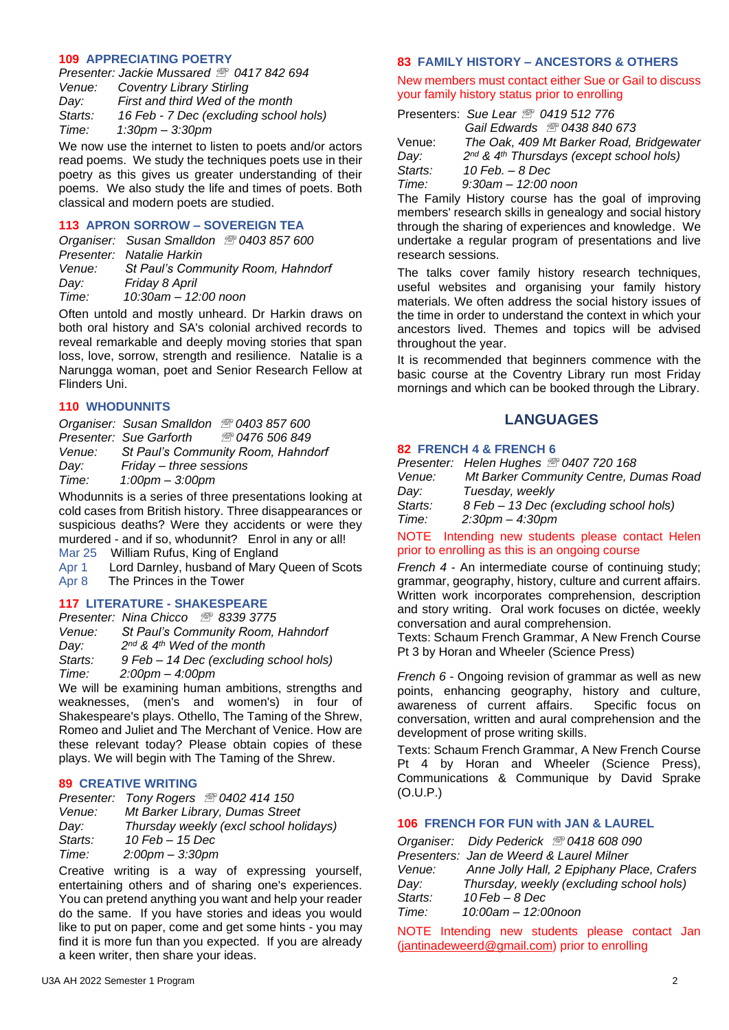### 109 APPRECIATING POETRY

*Presenter: Jackie Mussared ☏ 0417 842 694*
*Venue: Coventry Library Stirling*
*Day: First and third Wed of the month*
*Starts: 16 Feb - 7 Dec (excluding school hols)*
*Time: 1:30pm – 3:30pm*

We now use the internet to listen to poets and/or actors read poems. We study the techniques poets use in their poetry as this gives us greater understanding of their poems. We also study the life and times of poets. Both classical and modern poets are studied.

### 113 APRON SORROW – SOVEREIGN TEA

*Organiser: Susan Smalldon ☏ 0403 857 600*
*Presenter: Natalie Harkin*
*Venue: St Paul's Community Room, Hahndorf*
*Day: Friday 8 April*
*Time: 10:30am – 12:00 noon*

Often untold and mostly unheard. Dr Harkin draws on both oral history and SA's colonial archived records to reveal remarkable and deeply moving stories that span loss, love, sorrow, strength and resilience. Natalie is a Narungga woman, poet and Senior Research Fellow at Flinders Uni.

### 110 WHODUNNITS

*Organiser: Susan Smalldon ☏ 0403 857 600*
*Presenter: Sue Garforth ☏ 0476 506 849*
*Venue: St Paul's Community Room, Hahndorf*
*Day: Friday – three sessions*
*Time: 1:00pm – 3:00pm*

Whodunnits is a series of three presentations looking at cold cases from British history. Three disappearances or suspicious deaths? Were they accidents or were they murdered - and if so, whodunnit? Enrol in any or all!

Mar 25 William Rufus, King of England
Apr 1 Lord Darnley, husband of Mary Queen of Scots
Apr 8 The Princes in the Tower

### 117 LITERATURE - SHAKESPEARE

*Presenter: Nina Chicco ☏ 8339 3775*
*Venue: St Paul's Community Room, Hahndorf*
*Day: 2nd & 4th Wed of the month*
*Starts: 9 Feb – 14 Dec (excluding school hols)*
*Time: 2:00pm – 4:00pm*

We will be examining human ambitions, strengths and weaknesses, (men's and women's) in four of Shakespeare's plays. Othello, The Taming of the Shrew, Romeo and Juliet and The Merchant of Venice. How are these relevant today? Please obtain copies of these plays. We will begin with The Taming of the Shrew.

### 89 CREATIVE WRITING

*Presenter: Tony Rogers ☏ 0402 414 150*
*Venue: Mt Barker Library, Dumas Street*
*Day: Thursday weekly (excl school holidays)*
*Starts: 10 Feb – 15 Dec*
*Time: 2:00pm – 3:30pm*

Creative writing is a way of expressing yourself, entertaining others and of sharing one's experiences. You can pretend anything you want and help your reader do the same. If you have stories and ideas you would like to put on paper, come and get some hints - you may find it is more fun than you expected. If you are already a keen writer, then share your ideas.

### 83 FAMILY HISTORY – ANCESTORS & OTHERS

New members must contact either Sue or Gail to discuss your family history status prior to enrolling

Presenters: *Sue Lear ☏ 0419 512 776*
*Gail Edwards ☏ 0438 840 673*
Venue: *The Oak, 409 Mt Barker Road, Bridgewater*
*Day: 2nd & 4th Thursdays (except school hols)*
*Starts: 10 Feb. – 8 Dec*
*Time: 9:30am – 12:00 noon*

The Family History course has the goal of improving members' research skills in genealogy and social history through the sharing of experiences and knowledge. We undertake a regular program of presentations and live research sessions.

The talks cover family history research techniques, useful websites and organising your family history materials. We often address the social history issues of the time in order to understand the context in which your ancestors lived. Themes and topics will be advised throughout the year.

It is recommended that beginners commence with the basic course at the Coventry Library run most Friday mornings and which can be booked through the Library.

## LANGUAGES

### 82 FRENCH 4 & FRENCH 6

*Presenter: Helen Hughes ☏ 0407 720 168*
*Venue: Mt Barker Community Centre, Dumas Road*
*Day: Tuesday, weekly*
*Starts: 8 Feb – 13 Dec (excluding school hols)*
*Time: 2:30pm – 4:30pm*

NOTE Intending new students please contact Helen prior to enrolling as this is an ongoing course

*French 4* - An intermediate course of continuing study; grammar, geography, history, culture and current affairs. Written work incorporates comprehension, description and story writing. Oral work focuses on dictée, weekly conversation and aural comprehension.
Texts: Schaum French Grammar, A New French Course Pt 3 by Horan and Wheeler (Science Press)

*French 6* - Ongoing revision of grammar as well as new points, enhancing geography, history and culture, awareness of current affairs. Specific focus on conversation, written and aural comprehension and the development of prose writing skills.
Texts: Schaum French Grammar, A New French Course Pt 4 by Horan and Wheeler (Science Press), Communications & Communique by David Sprake (O.U.P.)

### 106 FRENCH FOR FUN with JAN & LAUREL

*Organiser: Didy Pederick ☏ 0418 608 090*
*Presenters: Jan de Weerd & Laurel Milner*
*Venue: Anne Jolly Hall, 2 Epiphany Place, Crafers*
*Day: Thursday, weekly (excluding school hols)*
*Starts: 10 Feb – 8 Dec*
*Time: 10:00am – 12:00noon*

NOTE Intending new students please contact Jan (jantinadeweerd@gmail.com) prior to enrolling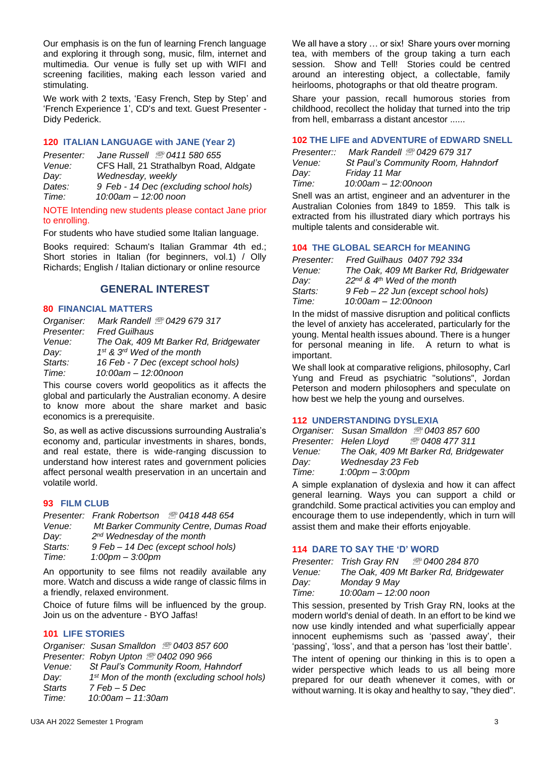Our emphasis is on the fun of learning French language and exploring it through song, music, film, internet and multimedia. Our venue is fully set up with WIFI and screening facilities, making each lesson varied and stimulating.

We work with 2 texts, 'Easy French, Step by Step' and 'French Experience 1', CD's and text. Guest Presenter - Didy Pederick.

### 120 ITALIAN LANGUAGE with JANE (Year 2)

*Presenter:* *Jane Russell ☏ 0411 580 655*
*Venue:* CFS Hall, 21 Strathalbyn Road, Aldgate
*Day:* *Wednesday, weekly*
*Dates:* *9 Feb - 14 Dec (excluding school hols)*
*Time:* *10:00am – 12:00 noon*

NOTE Intending new students please contact Jane prior to enrolling.

For students who have studied some Italian language.

Books required: Schaum's Italian Grammar 4th ed.; Short stories in Italian (for beginners, vol.1) / Olly Richards; English / Italian dictionary or online resource

## GENERAL INTEREST

### 80 FINANCIAL MATTERS

*Organiser:* *Mark Randell ☏ 0429 679 317*
*Presenter:* *Fred Guilhaus*
*Venue:* *The Oak, 409 Mt Barker Rd, Bridgewater*
*Day:* *1st & 3rd Wed of the month*
*Starts:* *16 Feb - 7 Dec (except school hols)*
*Time:* *10:00am – 12:00noon*

This course covers world geopolitics as it affects the global and particularly the Australian economy. A desire to know more about the share market and basic economics is a prerequisite.

So, as well as active discussions surrounding Australia's economy and, particular investments in shares, bonds, and real estate, there is wide-ranging discussion to understand how interest rates and government policies affect personal wealth preservation in an uncertain and volatile world.

### 93 FILM CLUB

*Presenter:* *Frank Robertson ☏ 0418 448 654*
*Venue:* *Mt Barker Community Centre, Dumas Road*
*Day:* *2nd Wednesday of the month*
*Starts:* *9 Feb – 14 Dec (except school hols)*
*Time:* *1:00pm – 3:00pm*

An opportunity to see films not readily available any more. Watch and discuss a wide range of classic films in a friendly, relaxed environment.

Choice of future films will be influenced by the group. Join us on the adventure - BYO Jaffas!

### 101 LIFE STORIES

*Organiser:* *Susan Smalldon ☏ 0403 857 600*
*Presenter:* *Robyn Upton ☏ 0402 090 966*
*Venue:* *St Paul's Community Room, Hahndorf*
*Day:* *1st Mon of the month (excluding school hols)*
*Starts* *7 Feb – 5 Dec*
*Time:* *10:00am – 11:30am*

We all have a story … or six! Share yours over morning tea, with members of the group taking a turn each session. Show and Tell! Stories could be centred around an interesting object, a collectable, family heirlooms, photographs or that old theatre program.

Share your passion, recall humorous stories from childhood, recollect the holiday that turned into the trip from hell, embarrass a distant ancestor ......

### 102 THE LIFE and ADVENTURE of EDWARD SNELL

*Presenter::* *Mark Randell ☏ 0429 679 317*
*Venue:* *St Paul's Community Room, Hahndorf*
*Day:* *Friday 11 Mar*
*Time:* *10:00am – 12:00noon*

Snell was an artist, engineer and an adventurer in the Australian Colonies from 1849 to 1859. This talk is extracted from his illustrated diary which portrays his multiple talents and considerable wit.

### 104 THE GLOBAL SEARCH for MEANING

*Presenter:* *Fred Guilhaus 0407 792 334*
*Venue:* *The Oak, 409 Mt Barker Rd, Bridgewater*
*Day:* *22nd & 4th Wed of the month*
*Starts:* *9 Feb – 22 Jun (except school hols)*
*Time:* *10:00am – 12:00noon*

In the midst of massive disruption and political conflicts the level of anxiety has accelerated, particularly for the young. Mental health issues abound. There is a hunger for personal meaning in life. A return to what is important.

We shall look at comparative religions, philosophy, Carl Yung and Freud as psychiatric "solutions", Jordan Peterson and modern philosophers and speculate on how best we help the young and ourselves.

### 112 UNDERSTANDING DYSLEXIA

*Organiser:* *Susan Smalldon ☏ 0403 857 600*
*Presenter:* *Helen Lloyd ☏ 0408 477 311*
*Venue:* *The Oak, 409 Mt Barker Rd, Bridgewater*
*Day:* *Wednesday 23 Feb*
*Time:* *1:00pm – 3:00pm*

A simple explanation of dyslexia and how it can affect general learning. Ways you can support a child or grandchild. Some practical activities you can employ and encourage them to use independently, which in turn will assist them and make their efforts enjoyable.

### 114 DARE TO SAY THE 'D' WORD

*Presenter:* *Trish Gray RN ☏ 0400 284 870*
*Venue:* *The Oak, 409 Mt Barker Rd, Bridgewater*
*Day:* *Monday 9 May*
*Time:* *10:00am – 12:00 noon*

This session, presented by Trish Gray RN, looks at the modern world's denial of death. In an effort to be kind we now use kindly intended and what superficially appear innocent euphemisms such as 'passed away', their 'passing', 'loss', and that a person has 'lost their battle'.

The intent of opening our thinking in this is to open a wider perspective which leads to us all being more prepared for our death whenever it comes, with or without warning. It is okay and healthy to say, "they died".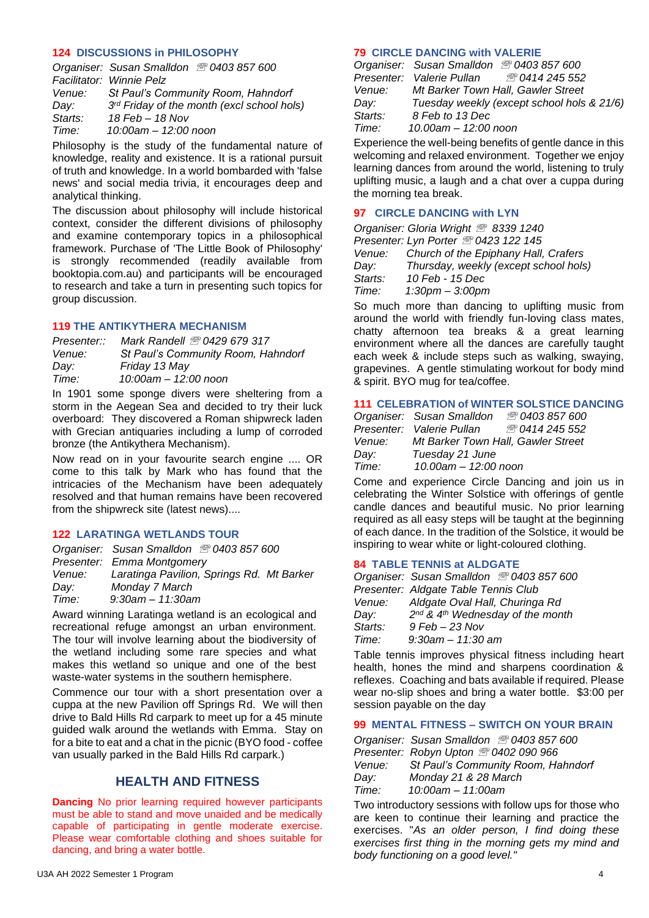### 124 DISCUSSIONS in PHILOSOPHY

*Organiser: Susan Smalldon ☏ 0403 857 600*
*Facilitator: Winnie Pelz*
*Venue: St Paul's Community Room, Hahndorf*
*Day: 3rd Friday of the month (excl school hols)*
*Starts: 18 Feb – 18 Nov*
*Time: 10:00am – 12:00 noon*

Philosophy is the study of the fundamental nature of knowledge, reality and existence. It is a rational pursuit of truth and knowledge. In a world bombarded with 'false news' and social media trivia, it encourages deep and analytical thinking.

The discussion about philosophy will include historical context, consider the different divisions of philosophy and examine contemporary topics in a philosophical framework. Purchase of 'The Little Book of Philosophy' is strongly recommended (readily available from booktopia.com.au) and participants will be encouraged to research and take a turn in presenting such topics for group discussion.

### 119 THE ANTIKYTHERA MECHANISM

*Presenter:: Mark Randell ☏ 0429 679 317*
*Venue: St Paul's Community Room, Hahndorf*
*Day: Friday 13 May*
*Time: 10:00am – 12:00 noon*

In 1901 some sponge divers were sheltering from a storm in the Aegean Sea and decided to try their luck overboard: They discovered a Roman shipwreck laden with Grecian antiquaries including a lump of corroded bronze (the Antikythera Mechanism).

Now read on in your favourite search engine .... OR come to this talk by Mark who has found that the intricacies of the Mechanism have been adequately resolved and that human remains have been recovered from the shipwreck site (latest news)....

### 122 LARATINGA WETLANDS TOUR

*Organiser: Susan Smalldon ☏ 0403 857 600*
*Presenter: Emma Montgomery*
*Venue: Laratinga Pavilion, Springs Rd. Mt Barker*
*Day: Monday 7 March*
*Time: 9:30am – 11:30am*

Award winning Laratinga wetland is an ecological and recreational refuge amongst an urban environment. The tour will involve learning about the biodiversity of the wetland including some rare species and what makes this wetland so unique and one of the best waste-water systems in the southern hemisphere.

Commence our tour with a short presentation over a cuppa at the new Pavilion off Springs Rd. We will then drive to Bald Hills Rd carpark to meet up for a 45 minute guided walk around the wetlands with Emma. Stay on for a bite to eat and a chat in the picnic (BYO food - coffee van usually parked in the Bald Hills Rd carpark.)

## HEALTH AND FITNESS

**Dancing** No prior learning required however participants must be able to stand and move unaided and be medically capable of participating in gentle moderate exercise. Please wear comfortable clothing and shoes suitable for dancing, and bring a water bottle.

### 79 CIRCLE DANCING with VALERIE

*Organiser: Susan Smalldon ☏ 0403 857 600*
*Presenter: Valerie Pullan ☏ 0414 245 552*
*Venue: Mt Barker Town Hall, Gawler Street*
*Day: Tuesday weekly (except school hols & 21/6)*
*Starts: 8 Feb to 13 Dec*
*Time: 10.00am – 12:00 noon*

Experience the well-being benefits of gentle dance in this welcoming and relaxed environment. Together we enjoy learning dances from around the world, listening to truly uplifting music, a laugh and a chat over a cuppa during the morning tea break.

### 97 CIRCLE DANCING with LYN

*Organiser: Gloria Wright ☏ 8339 1240*
*Presenter: Lyn Porter ☏ 0423 122 145*
*Venue: Church of the Epiphany Hall, Crafers*
*Day: Thursday, weekly (except school hols)*
*Starts: 10 Feb - 15 Dec*
*Time: 1:30pm – 3:00pm*

So much more than dancing to uplifting music from around the world with friendly fun-loving class mates, chatty afternoon tea breaks & a great learning environment where all the dances are carefully taught each week & include steps such as walking, swaying, grapevines. A gentle stimulating workout for body mind & spirit. BYO mug for tea/coffee.

### 111 CELEBRATION of WINTER SOLSTICE DANCING

*Organiser: Susan Smalldon ☏ 0403 857 600*
*Presenter: Valerie Pullan ☏ 0414 245 552*
*Venue: Mt Barker Town Hall, Gawler Street*
*Day: Tuesday 21 June*
*Time: 10.00am – 12:00 noon*

Come and experience Circle Dancing and join us in celebrating the Winter Solstice with offerings of gentle candle dances and beautiful music. No prior learning required as all easy steps will be taught at the beginning of each dance. In the tradition of the Solstice, it would be inspiring to wear white or light-coloured clothing.

### 84 TABLE TENNIS at ALDGATE

*Organiser: Susan Smalldon ☏ 0403 857 600*
*Presenter: Aldgate Table Tennis Club*
*Venue: Aldgate Oval Hall, Churinga Rd*
*Day: 2nd & 4th Wednesday of the month*
*Starts: 9 Feb – 23 Nov*
*Time: 9:30am – 11:30 am*

Table tennis improves physical fitness including heart health, hones the mind and sharpens coordination & reflexes. Coaching and bats available if required. Please wear no-slip shoes and bring a water bottle. $3:00 per session payable on the day

### 99 MENTAL FITNESS – SWITCH ON YOUR BRAIN

*Organiser: Susan Smalldon ☏ 0403 857 600*
*Presenter: Robyn Upton ☏ 0402 090 966*
*Venue: St Paul's Community Room, Hahndorf*
*Day: Monday 21 & 28 March*
*Time: 10:00am – 11:00am*

Two introductory sessions with follow ups for those who are keen to continue their learning and practice the exercises. "*As an older person, I find doing these exercises first thing in the morning gets my mind and body functioning on a good level."*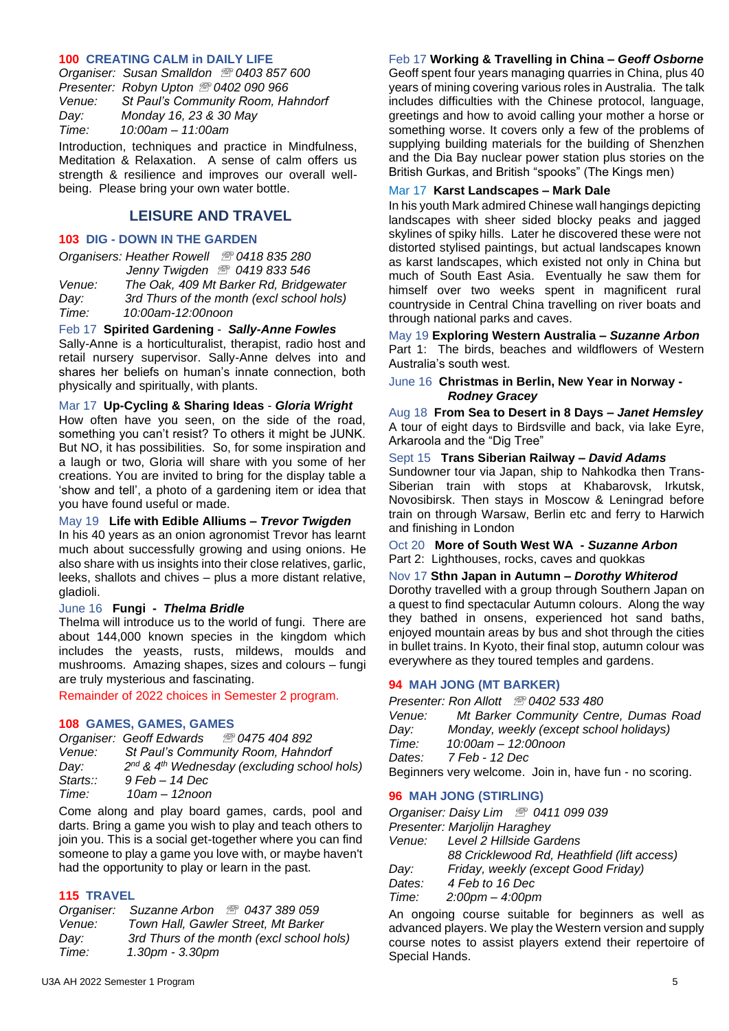### 100 CREATING CALM in DAILY LIFE

*Organiser: Susan Smalldon ☏ 0403 857 600*
*Presenter: Robyn Upton ☏ 0402 090 966*
*Venue: St Paul's Community Room, Hahndorf*
*Day: Monday 16, 23 & 30 May*
*Time: 10:00am – 11:00am*

Introduction, techniques and practice in Mindfulness, Meditation & Relaxation. A sense of calm offers us strength & resilience and improves our overall well-being. Please bring your own water bottle.

## LEISURE AND TRAVEL

### 103 DIG - DOWN IN THE GARDEN

*Organisers: Heather Rowell ☏ 0418 835 280*
*Jenny Twigden ☏ 0419 833 546*
*Venue: The Oak, 409 Mt Barker Rd, Bridgewater*
*Day: 3rd Thurs of the month (excl school hols)*
*Time: 10:00am-12:00noon*

Feb 17 **Spirited Gardening** - ***Sally-Anne Fowles***
Sally-Anne is a horticulturalist, therapist, radio host and retail nursery supervisor. Sally-Anne delves into and shares her beliefs on human's innate connection, both physically and spiritually, with plants.

Mar 17 **Up-Cycling & Sharing Ideas** - ***Gloria Wright***
How often have you seen, on the side of the road, something you can't resist? To others it might be JUNK. But NO, it has possibilities. So, for some inspiration and a laugh or two, Gloria will share with you some of her creations. You are invited to bring for the display table a 'show and tell', a photo of a gardening item or idea that you have found useful or made.

May 19 **Life with Edible Alliums –** ***Trevor Twigden***
In his 40 years as an onion agronomist Trevor has learnt much about successfully growing and using onions. He also share with us insights into their close relatives, garlic, leeks, shallots and chives – plus a more distant relative, gladioli.

June 16 **Fungi -** ***Thelma Bridle***
Thelma will introduce us to the world of fungi. There are about 144,000 known species in the kingdom which includes the yeasts, rusts, mildews, moulds and mushrooms. Amazing shapes, sizes and colours – fungi are truly mysterious and fascinating.

Remainder of 2022 choices in Semester 2 program.

### 108 GAMES, GAMES, GAMES

*Organiser: Geoff Edwards ☏ 0475 404 892*
*Venue: St Paul's Community Room, Hahndorf*
*Day: 2nd & 4th Wednesday (excluding school hols)*
*Starts:: 9 Feb – 14 Dec*
*Time: 10am – 12noon*

Come along and play board games, cards, pool and darts. Bring a game you wish to play and teach others to join you. This is a social get-together where you can find someone to play a game you love with, or maybe haven't had the opportunity to play or learn in the past.

### 115 TRAVEL

*Organiser: Suzanne Arbon ☏ 0437 389 059*
*Venue: Town Hall, Gawler Street, Mt Barker*
*Day: 3rd Thurs of the month (excl school hols)*
*Time: 1.30pm - 3.30pm*

Feb 17 **Working & Travelling in China –** ***Geoff Osborne***
Geoff spent four years managing quarries in China, plus 40 years of mining covering various roles in Australia. The talk includes difficulties with the Chinese protocol, language, greetings and how to avoid calling your mother a horse or something worse. It covers only a few of the problems of supplying building materials for the building of Shenzhen and the Dia Bay nuclear power station plus stories on the British Gurkas, and British "spooks" (The Kings men)

Mar 17 **Karst Landscapes – Mark Dale**
In his youth Mark admired Chinese wall hangings depicting landscapes with sheer sided blocky peaks and jagged skylines of spiky hills. Later he discovered these were not distorted stylised paintings, but actual landscapes known as karst landscapes, which existed not only in China but much of South East Asia. Eventually he saw them for himself over two weeks spent in magnificent rural countryside in Central China travelling on river boats and through national parks and caves.

May 19 **Exploring Western Australia –** ***Suzanne Arbon***
Part 1: The birds, beaches and wildflowers of Western Australia's south west.

June 16 **Christmas in Berlin, New Year in Norway -** ***Rodney Gracey***

Aug 18 **From Sea to Desert in 8 Days –** ***Janet Hemsley***
A tour of eight days to Birdsville and back, via lake Eyre, Arkaroola and the "Dig Tree"

Sept 15 **Trans Siberian Railway –** ***David Adams***
Sundowner tour via Japan, ship to Nahkodka then Trans-Siberian train with stops at Khabarovsk, Irkutsk, Novosibirsk. Then stays in Moscow & Leningrad before train on through Warsaw, Berlin etc and ferry to Harwich and finishing in London

Oct 20 **More of South West WA -** ***Suzanne Arbon***
Part 2: Lighthouses, rocks, caves and quokkas

Nov 17 **Sthn Japan in Autumn –** ***Dorothy Whiterod***
Dorothy travelled with a group through Southern Japan on a quest to find spectacular Autumn colours. Along the way they bathed in onsens, experienced hot sand baths, enjoyed mountain areas by bus and shot through the cities in bullet trains. In Kyoto, their final stop, autumn colour was everywhere as they toured temples and gardens.

### 94 MAH JONG (MT BARKER)

*Presenter: Ron Allott ☏ 0402 533 480*
*Venue: Mt Barker Community Centre, Dumas Road*
*Day: Monday, weekly (except school holidays)*
*Time: 10:00am – 12:00noon*
*Dates: 7 Feb - 12 Dec*

Beginners very welcome. Join in, have fun - no scoring.

### 96 MAH JONG (STIRLING)

*Organiser: Daisy Lim ☏ 0411 099 039*
*Presenter: Marjolijn Haraghey*
*Venue: Level 2 Hillside Gardens*
*88 Cricklewood Rd, Heathfield (lift access)*
*Day: Friday, weekly (except Good Friday)*
*Dates: 4 Feb to 16 Dec*
*Time: 2:00pm – 4:00pm*

An ongoing course suitable for beginners as well as advanced players. We play the Western version and supply course notes to assist players extend their repertoire of Special Hands.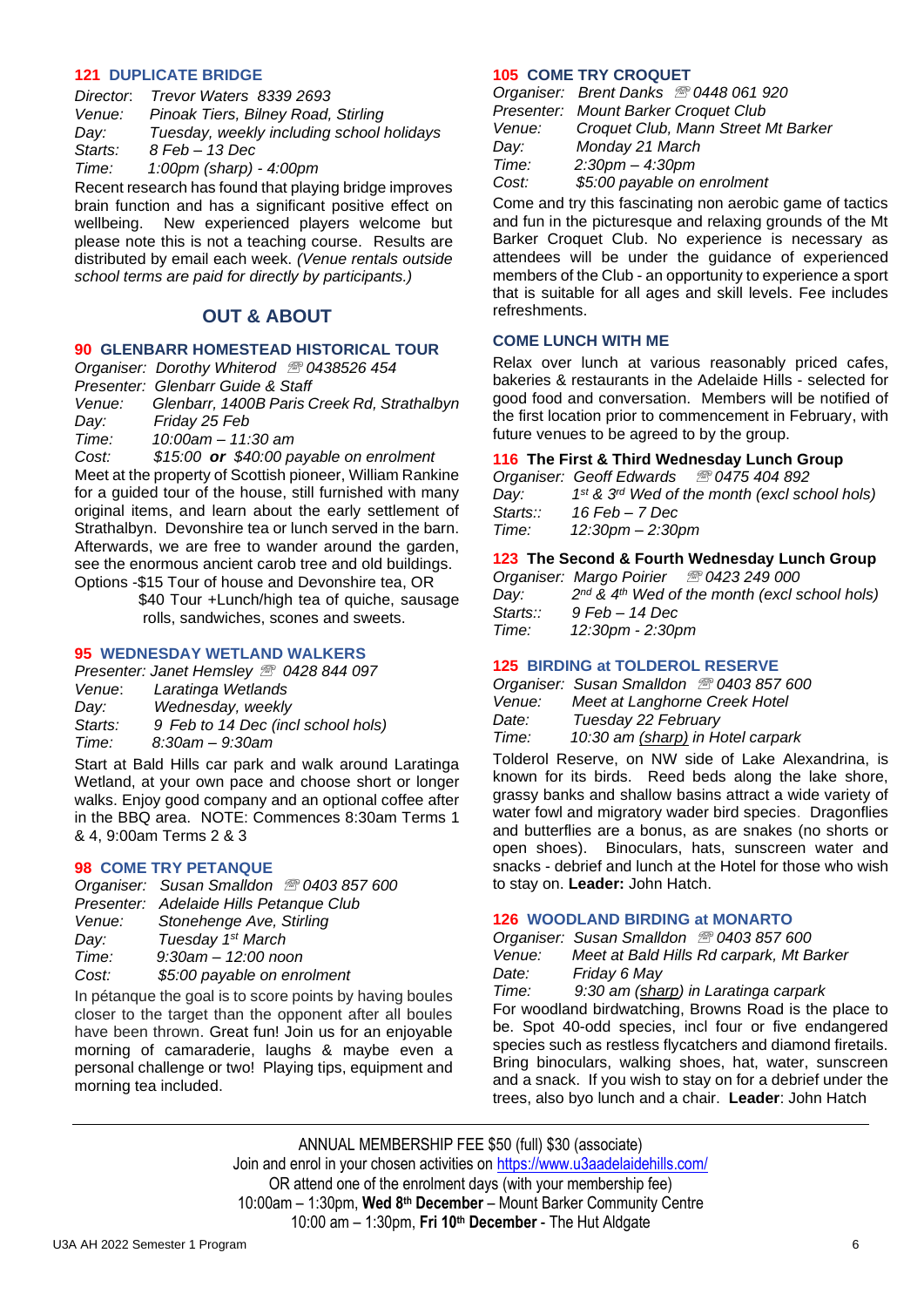### 121 DUPLICATE BRIDGE

*Director*: *Trevor Waters 8339 2693*
*Venue: Pinoak Tiers, Bilney Road, Stirling*
*Day: Tuesday, weekly including school holidays*
*Starts: 8 Feb – 13 Dec*
*Time: 1:00pm (sharp) - 4:00pm*

Recent research has found that playing bridge improves brain function and has a significant positive effect on wellbeing. New experienced players welcome but please note this is not a teaching course. Results are distributed by email each week. *(Venue rentals outside school terms are paid for directly by participants.)*

## OUT & ABOUT

### 90 GLENBARR HOMESTEAD HISTORICAL TOUR

*Organiser: Dorothy Whiterod ☏ 0438526 454*
*Presenter: Glenbarr Guide & Staff*
*Venue: Glenbarr, 1400B Paris Creek Rd, Strathalbyn*
*Day: Friday 25 Feb*
*Time: 10:00am – 11:30 am*
*Cost: $15:00* ***or*** *$40:00 payable on enrolment*

Meet at the property of Scottish pioneer, William Rankine for a guided tour of the house, still furnished with many original items, and learn about the early settlement of Strathalbyn. Devonshire tea or lunch served in the barn. Afterwards, we are free to wander around the garden, see the enormous ancient carob tree and old buildings.
Options -$15 Tour of house and Devonshire tea, OR
$40 Tour +Lunch/high tea of quiche, sausage rolls, sandwiches, scones and sweets.

### 95 WEDNESDAY WETLAND WALKERS

*Presenter: Janet Hemsley ☏ 0428 844 097*
*Venue*: *Laratinga Wetlands*
*Day: Wednesday, weekly*
*Starts: 9 Feb to 14 Dec (incl school hols)*
*Time: 8:30am – 9:30am*

Start at Bald Hills car park and walk around Laratinga Wetland, at your own pace and choose short or longer walks. Enjoy good company and an optional coffee after in the BBQ area. NOTE: Commences 8:30am Terms 1 & 4, 9:00am Terms 2 & 3

### 98 COME TRY PETANQUE

*Organiser: Susan Smalldon ☏ 0403 857 600*
*Presenter: Adelaide Hills Petanque Club*
*Venue: Stonehenge Ave, Stirling*
*Day: Tuesday 1st March*
*Time: 9:30am – 12:00 noon*
*Cost: $5:00 payable on enrolment*

In pétanque the goal is to score points by having boules closer to the target than the opponent after all boules have been thrown. Great fun! Join us for an enjoyable morning of camaraderie, laughs & maybe even a personal challenge or two! Playing tips, equipment and morning tea included.

### 105 COME TRY CROQUET

*Organiser: Brent Danks ☏ 0448 061 920*
*Presenter: Mount Barker Croquet Club*
*Venue: Croquet Club, Mann Street Mt Barker*
*Day: Monday 21 March*
*Time: 2:30pm – 4:30pm*
*Cost: $5:00 payable on enrolment*

Come and try this fascinating non aerobic game of tactics and fun in the picturesque and relaxing grounds of the Mt Barker Croquet Club. No experience is necessary as attendees will be under the guidance of experienced members of the Club - an opportunity to experience a sport that is suitable for all ages and skill levels. Fee includes refreshments.

### COME LUNCH WITH ME

Relax over lunch at various reasonably priced cafes, bakeries & restaurants in the Adelaide Hills - selected for good food and conversation. Members will be notified of the first location prior to commencement in February, with future venues to be agreed to by the group.

### 116 The First & Third Wednesday Lunch Group

*Organiser: Geoff Edwards ☏ 0475 404 892*
*Day: 1st & 3rd Wed of the month (excl school hols)*
*Starts:: 16 Feb – 7 Dec*
*Time: 12:30pm – 2:30pm*

### 123 The Second & Fourth Wednesday Lunch Group

*Organiser: Margo Poirier ☏ 0423 249 000*
*Day: 2nd & 4th Wed of the month (excl school hols)*
*Starts:: 9 Feb – 14 Dec*
*Time: 12:30pm - 2:30pm*

### 125 BIRDING at TOLDEROL RESERVE

*Organiser: Susan Smalldon ☏ 0403 857 600*
*Venue: Meet at Langhorne Creek Hotel*
*Date: Tuesday 22 February*
*Time: 10:30 am (sharp) in Hotel carpark*

Tolderol Reserve, on NW side of Lake Alexandrina, is known for its birds. Reed beds along the lake shore, grassy banks and shallow basins attract a wide variety of water fowl and migratory wader bird species. Dragonflies and butterflies are a bonus, as are snakes (no shorts or open shoes). Binoculars, hats, sunscreen water and snacks - debrief and lunch at the Hotel for those who wish to stay on. **Leader:** John Hatch.

### 126 WOODLAND BIRDING at MONARTO

*Organiser: Susan Smalldon ☏ 0403 857 600*
*Venue: Meet at Bald Hills Rd carpark, Mt Barker*
*Date: Friday 6 May*
*Time: 9:30 am (sharp) in Laratinga carpark*

For woodland birdwatching, Browns Road is the place to be. Spot 40-odd species, incl four or five endangered species such as restless flycatchers and diamond firetails. Bring binoculars, walking shoes, hat, water, sunscreen and a snack. If you wish to stay on for a debrief under the trees, also byo lunch and a chair. **Leader**: John Hatch

---

ANNUAL MEMBERSHIP FEE $50 (full) $30 (associate)
Join and enrol in your chosen activities on https://www.u3aadelaidehills.com/
OR attend one of the enrolment days (with your membership fee)
10:00am – 1:30pm, **Wed 8th December** – Mount Barker Community Centre
10:00 am – 1:30pm, **Fri 10th December** - The Hut Aldgate